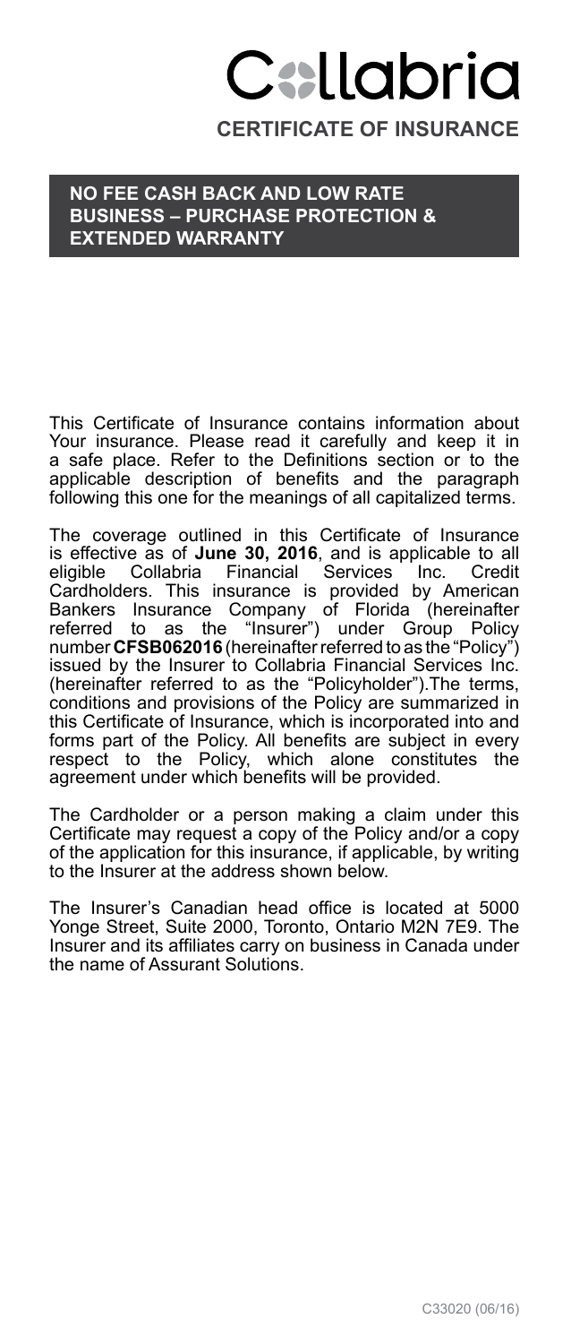# Collabria

## CERTIFICATE OF INSURANCE

### NO FEE CASH BACK AND LOW RATE BUSINESS – PURCHASE PROTECTION & EXTENDED WARRANTY

This Certificate of Insurance contains information about Your insurance. Please read it carefully and keep it in a safe place. Refer to the Definitions section or to the applicable description of benefits and the paragraph following this one for the meanings of all capitalized terms.

The coverage outlined in this Certificate of Insurance is effective as of **June 30, 2016**, and is applicable to all eligible Collabria Financial Services Inc. Credit Cardholders. This insurance is provided by American Bankers Insurance Company of Florida (hereinafter referred to as the "Insurer") under Group Policy number **CFSB062016** (hereinafter referred to as the "Policy") issued by the Insurer to Collabria Financial Services Inc. (hereinafter referred to as the "Policyholder").The terms, conditions and provisions of the Policy are summarized in this Certificate of Insurance, which is incorporated into and forms part of the Policy. All benefits are subject in every respect to the Policy, which alone constitutes the agreement under which benefits will be provided.

The Cardholder or a person making a claim under this Certificate may request a copy of the Policy and/or a copy of the application for this insurance, if applicable, by writing to the Insurer at the address shown below.

The Insurer's Canadian head office is located at 5000 Yonge Street, Suite 2000, Toronto, Ontario M2N 7E9. The Insurer and its affiliates carry on business in Canada under the name of Assurant Solutions.

C33020 (06/16)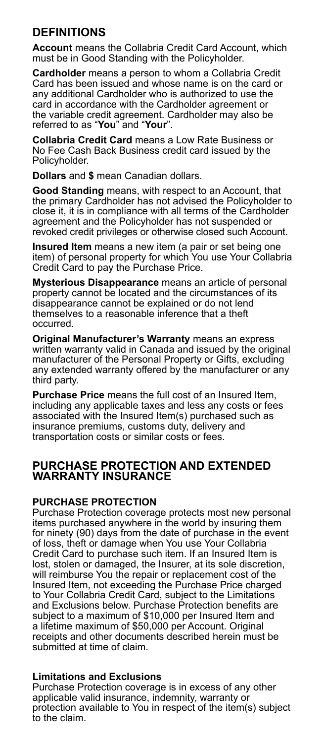## DEFINITIONS

**Account** means the Collabria Credit Card Account, which must be in Good Standing with the Policyholder.

**Cardholder** means a person to whom a Collabria Credit Card has been issued and whose name is on the card or any additional Cardholder who is authorized to use the card in accordance with the Cardholder agreement or the variable credit agreement. Cardholder may also be referred to as "**You**" and "**Your**".

**Collabria Credit Card** means a Low Rate Business or No Fee Cash Back Business credit card issued by the Policyholder.

**Dollars** and **$** mean Canadian dollars.

**Good Standing** means, with respect to an Account, that the primary Cardholder has not advised the Policyholder to close it, it is in compliance with all terms of the Cardholder agreement and the Policyholder has not suspended or revoked credit privileges or otherwise closed such Account.

**Insured Item** means a new item (a pair or set being one item) of personal property for which You use Your Collabria Credit Card to pay the Purchase Price.

**Mysterious Disappearance** means an article of personal property cannot be located and the circumstances of its disappearance cannot be explained or do not lend themselves to a reasonable inference that a theft occurred.

**Original Manufacturer's Warranty** means an express written warranty valid in Canada and issued by the original manufacturer of the Personal Property or Gifts, excluding any extended warranty offered by the manufacturer or any third party.

**Purchase Price** means the full cost of an Insured Item, including any applicable taxes and less any costs or fees associated with the Insured Item(s) purchased such as insurance premiums, customs duty, delivery and transportation costs or similar costs or fees.

## PURCHASE PROTECTION AND EXTENDED WARRANTY INSURANCE

### PURCHASE PROTECTION

Purchase Protection coverage protects most new personal items purchased anywhere in the world by insuring them for ninety (90) days from the date of purchase in the event of loss, theft or damage when You use Your Collabria Credit Card to purchase such item. If an Insured Item is lost, stolen or damaged, the Insurer, at its sole discretion, will reimburse You the repair or replacement cost of the Insured Item, not exceeding the Purchase Price charged to Your Collabria Credit Card, subject to the Limitations and Exclusions below. Purchase Protection benefits are subject to a maximum of $10,000 per Insured Item and a lifetime maximum of $50,000 per Account. Original receipts and other documents described herein must be submitted at time of claim.

#### Limitations and Exclusions

Purchase Protection coverage is in excess of any other applicable valid insurance, indemnity, warranty or protection available to You in respect of the item(s) subject to the claim.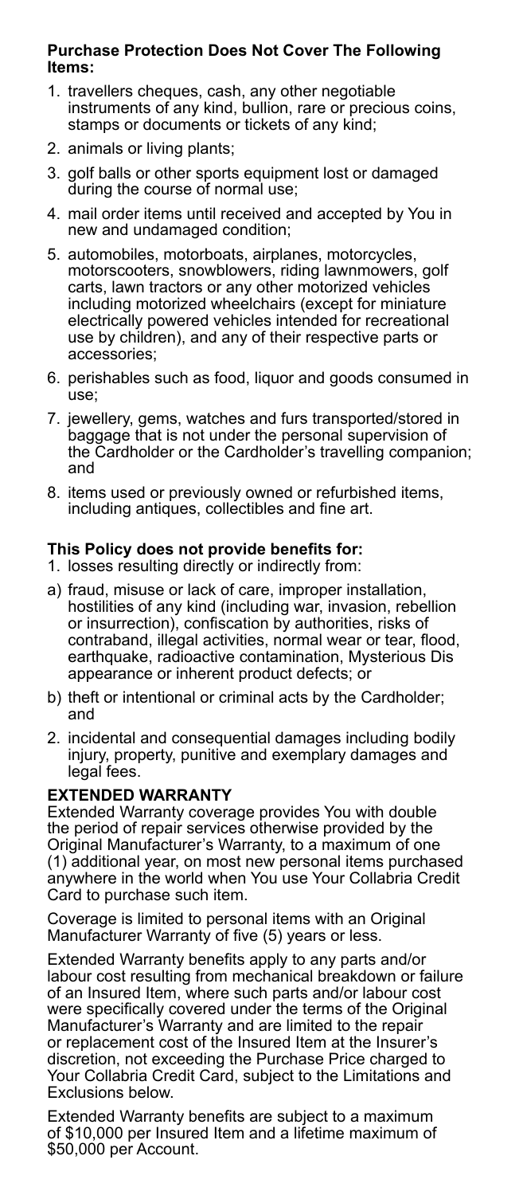**Purchase Protection Does Not Cover The Following Items:**

1. travellers cheques, cash, any other negotiable instruments of any kind, bullion, rare or precious coins, stamps or documents or tickets of any kind;
2. animals or living plants;
3. golf balls or other sports equipment lost or damaged during the course of normal use;
4. mail order items until received and accepted by You in new and undamaged condition;
5. automobiles, motorboats, airplanes, motorcycles, motorscooters, snowblowers, riding lawnmowers, golf carts, lawn tractors or any other motorized vehicles including motorized wheelchairs (except for miniature electrically powered vehicles intended for recreational use by children), and any of their respective parts or accessories;
6. perishables such as food, liquor and goods consumed in use;
7. jewellery, gems, watches and furs transported/stored in baggage that is not under the personal supervision of the Cardholder or the Cardholder's travelling companion; and
8. items used or previously owned or refurbished items, including antiques, collectibles and fine art.

**This Policy does not provide benefits for:**

1. losses resulting directly or indirectly from:

a) fraud, misuse or lack of care, improper installation, hostilities of any kind (including war, invasion, rebellion or insurrection), confiscation by authorities, risks of contraband, illegal activities, normal wear or tear, flood, earthquake, radioactive contamination, Mysterious Disappearance or inherent product defects; or

b) theft or intentional or criminal acts by the Cardholder; and

2. incidental and consequential damages including bodily injury, property, punitive and exemplary damages and legal fees.

**EXTENDED WARRANTY**

Extended Warranty coverage provides You with double the period of repair services otherwise provided by the Original Manufacturer's Warranty, to a maximum of one (1) additional year, on most new personal items purchased anywhere in the world when You use Your Collabria Credit Card to purchase such item.

Coverage is limited to personal items with an Original Manufacturer Warranty of five (5) years or less.

Extended Warranty benefits apply to any parts and/or labour cost resulting from mechanical breakdown or failure of an Insured Item, where such parts and/or labour cost were specifically covered under the terms of the Original Manufacturer's Warranty and are limited to the repair or replacement cost of the Insured Item at the Insurer's discretion, not exceeding the Purchase Price charged to Your Collabria Credit Card, subject to the Limitations and Exclusions below.

Extended Warranty benefits are subject to a maximum of $10,000 per Insured Item and a lifetime maximum of $50,000 per Account.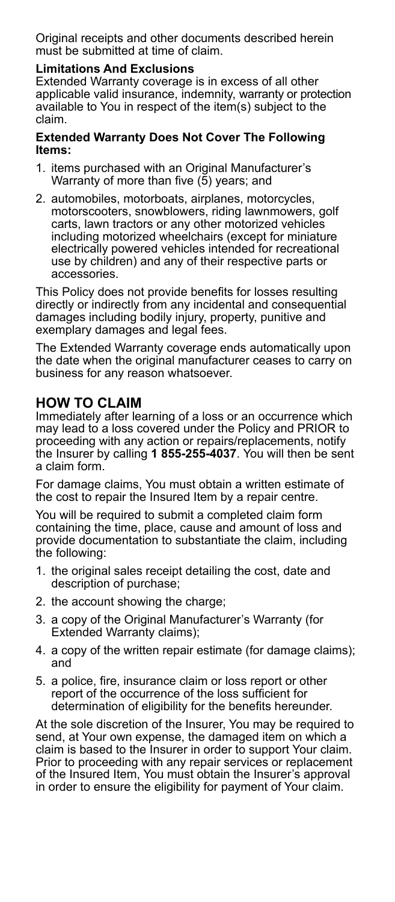Original receipts and other documents described herein must be submitted at time of claim.

**Limitations And Exclusions**

Extended Warranty coverage is in excess of all other applicable valid insurance, indemnity, warranty or protection available to You in respect of the item(s) subject to the claim.

**Extended Warranty Does Not Cover The Following Items:**

1. items purchased with an Original Manufacturer's Warranty of more than five (5) years; and
2. automobiles, motorboats, airplanes, motorcycles, motorscooters, snowblowers, riding lawnmowers, golf carts, lawn tractors or any other motorized vehicles including motorized wheelchairs (except for miniature electrically powered vehicles intended for recreational use by children) and any of their respective parts or accessories.

This Policy does not provide benefits for losses resulting directly or indirectly from any incidental and consequential damages including bodily injury, property, punitive and exemplary damages and legal fees.

The Extended Warranty coverage ends automatically upon the date when the original manufacturer ceases to carry on business for any reason whatsoever.

## HOW TO CLAIM

Immediately after learning of a loss or an occurrence which may lead to a loss covered under the Policy and PRIOR to proceeding with any action or repairs/replacements, notify the Insurer by calling **1 855-255-4037**. You will then be sent a claim form.

For damage claims, You must obtain a written estimate of the cost to repair the Insured Item by a repair centre.

You will be required to submit a completed claim form containing the time, place, cause and amount of loss and provide documentation to substantiate the claim, including the following:

1. the original sales receipt detailing the cost, date and description of purchase;
2. the account showing the charge;
3. a copy of the Original Manufacturer's Warranty (for Extended Warranty claims);
4. a copy of the written repair estimate (for damage claims); and
5. a police, fire, insurance claim or loss report or other report of the occurrence of the loss sufficient for determination of eligibility for the benefits hereunder.

At the sole discretion of the Insurer, You may be required to send, at Your own expense, the damaged item on which a claim is based to the Insurer in order to support Your claim. Prior to proceeding with any repair services or replacement of the Insured Item, You must obtain the Insurer's approval in order to ensure the eligibility for payment of Your claim.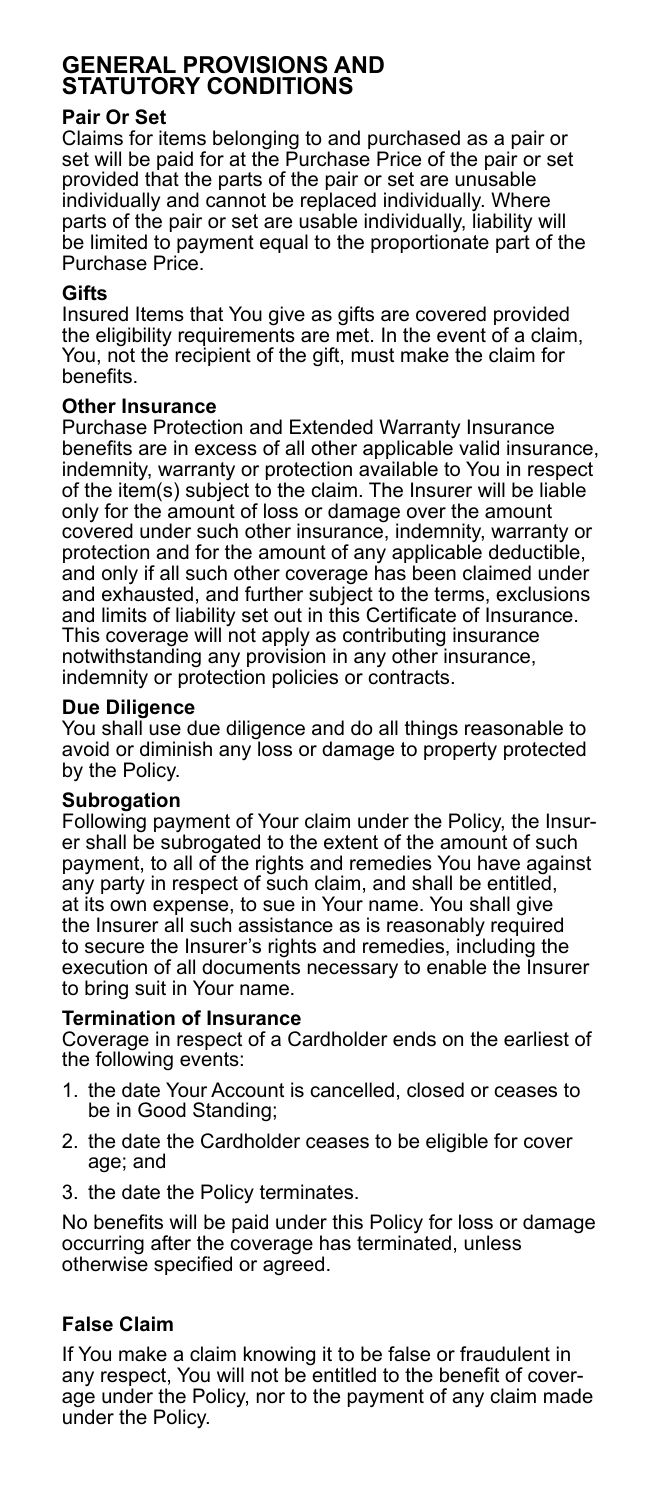# GENERAL PROVISIONS AND STATUTORY CONDITIONS

### Pair Or Set

Claims for items belonging to and purchased as a pair or set will be paid for at the Purchase Price of the pair or set provided that the parts of the pair or set are unusable individually and cannot be replaced individually. Where parts of the pair or set are usable individually, liability will be limited to payment equal to the proportionate part of the Purchase Price.

### Gifts

Insured Items that You give as gifts are covered provided the eligibility requirements are met. In the event of a claim, You, not the recipient of the gift, must make the claim for benefits.

### Other Insurance

Purchase Protection and Extended Warranty Insurance benefits are in excess of all other applicable valid insurance, indemnity, warranty or protection available to You in respect of the item(s) subject to the claim. The Insurer will be liable only for the amount of loss or damage over the amount covered under such other insurance, indemnity, warranty or protection and for the amount of any applicable deductible, and only if all such other coverage has been claimed under and exhausted, and further subject to the terms, exclusions and limits of liability set out in this Certificate of Insurance. This coverage will not apply as contributing insurance notwithstanding any provision in any other insurance, indemnity or protection policies or contracts.

### Due Diligence

You shall use due diligence and do all things reasonable to avoid or diminish any loss or damage to property protected by the Policy.

### Subrogation

Following payment of Your claim under the Policy, the Insurer shall be subrogated to the extent of the amount of such payment, to all of the rights and remedies You have against any party in respect of such claim, and shall be entitled, at its own expense, to sue in Your name. You shall give the Insurer all such assistance as is reasonably required to secure the Insurer's rights and remedies, including the execution of all documents necessary to enable the Insurer to bring suit in Your name.

### Termination of Insurance

Coverage in respect of a Cardholder ends on the earliest of the following events:

1. the date Your Account is cancelled, closed or ceases to be in Good Standing;
2. the date the Cardholder ceases to be eligible for coverage; and
3. the date the Policy terminates.

No benefits will be paid under this Policy for loss or damage occurring after the coverage has terminated, unless otherwise specified or agreed.

### False Claim

If You make a claim knowing it to be false or fraudulent in any respect, You will not be entitled to the benefit of coverage under the Policy, nor to the payment of any claim made under the Policy.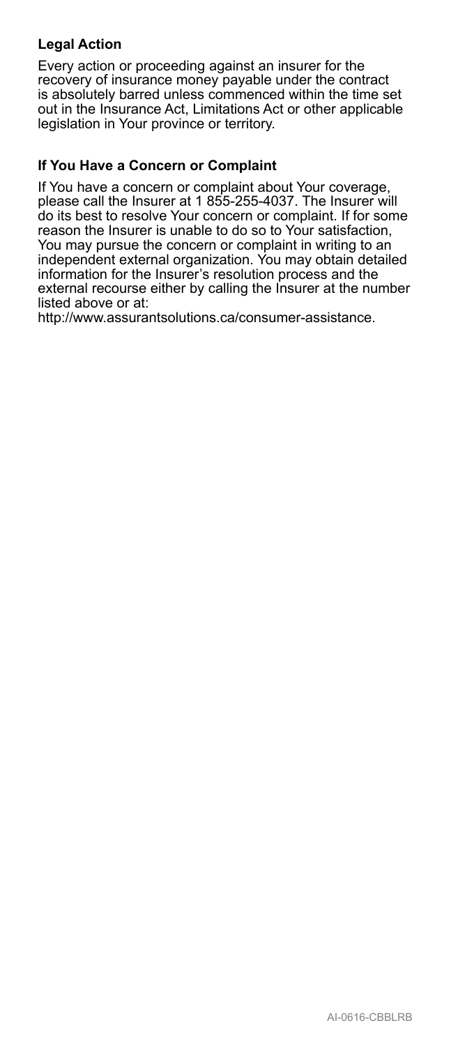### Legal Action

Every action or proceeding against an insurer for the recovery of insurance money payable under the contract is absolutely barred unless commenced within the time set out in the Insurance Act, Limitations Act or other applicable legislation in Your province or territory.

### If You Have a Concern or Complaint

If You have a concern or complaint about Your coverage, please call the Insurer at 1 855-255-4037. The Insurer will do its best to resolve Your concern or complaint. If for some reason the Insurer is unable to do so to Your satisfaction, You may pursue the concern or complaint in writing to an independent external organization. You may obtain detailed information for the Insurer's resolution process and the external recourse either by calling the Insurer at the number listed above or at:
http://www.assurantsolutions.ca/consumer-assistance.

AI-0616-CBBLRB